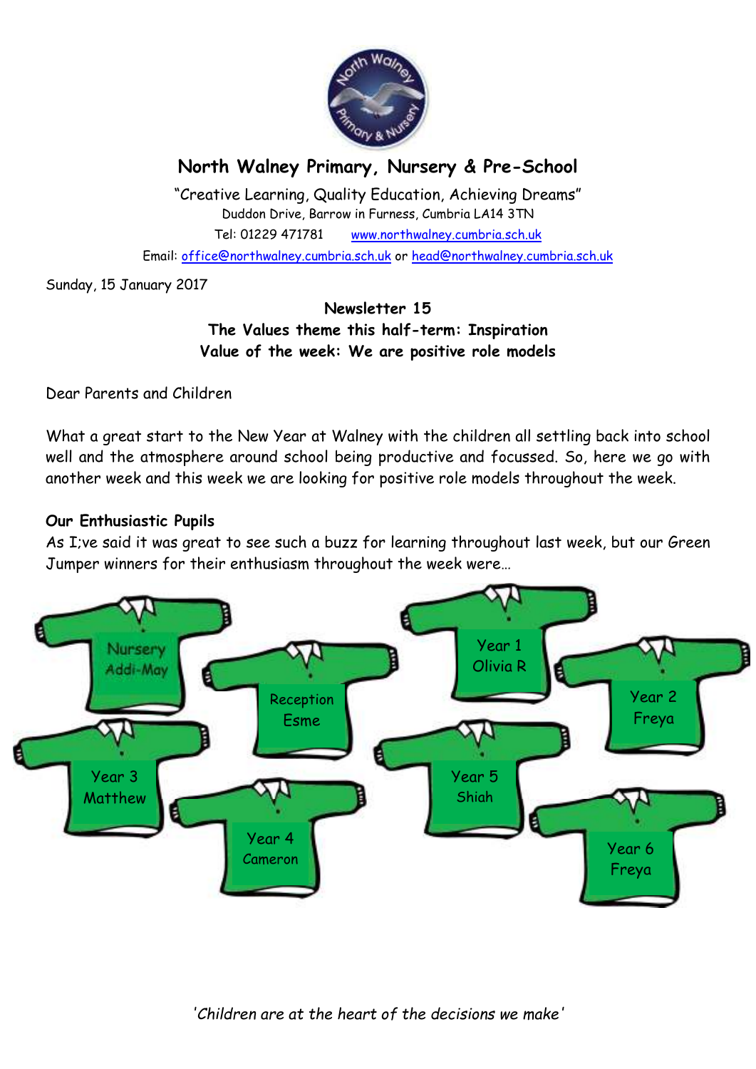# North Walney Primary, Nursery & Pre-School

"Creative Learning, Quality Education, Achieving Dreams"

Duddon Drive, Barrow in Furness, Cumbria LA14 3TN

Tel: 01229 471781 www.northwalney.cumbria.sch.uk

Email: office@northwalney.cumbria.sch.uk or head@northwalney.cumbria.sch.uk

Sunday, 15 January 2017

**Newsletter 15**
**The Values theme this half-term: Inspiration**
**Value of the week: We are positive role models**

Dear Parents and Children

What a great start to the New Year at Walney with the children all settling back into school well and the atmosphere around school being productive and focussed. So, here we go with another week and this week we are looking for positive role models throughout the week.

### Our Enthusiastic Pupils

As I;ve said it was great to see such a buzz for learning throughout last week, but our Green Jumper winners for their enthusiasm throughout the week were…

- Nursery Addi-May
- Reception Esme
- Year 1 Olivia R
- Year 2 Freya
- Year 3 Matthew
- Year 4 Cameron
- Year 5 Shiah
- Year 6 Freya

*'Children are at the heart of the decisions we make'*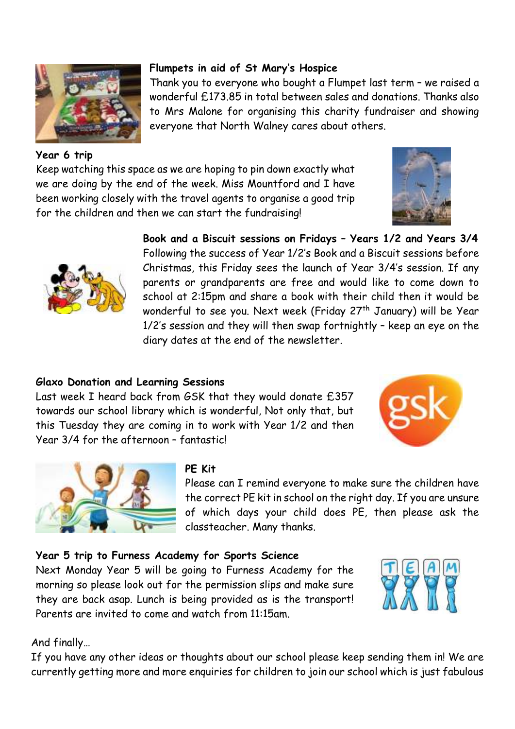**Flumpets in aid of St Mary's Hospice**

Thank you to everyone who bought a Flumpet last term – we raised a wonderful £173.85 in total between sales and donations. Thanks also to Mrs Malone for organising this charity fundraiser and showing everyone that North Walney cares about others.

**Year 6 trip**

Keep watching this space as we are hoping to pin down exactly what we are doing by the end of the week. Miss Mountford and I have been working closely with the travel agents to organise a good trip for the children and then we can start the fundraising!

**Book and a Biscuit sessions on Fridays – Years 1/2 and Years 3/4**

Following the success of Year 1/2's Book and a Biscuit sessions before Christmas, this Friday sees the launch of Year 3/4's session. If any parents or grandparents are free and would like to come down to school at 2:15pm and share a book with their child then it would be wonderful to see you. Next week (Friday 27th January) will be Year 1/2's session and they will then swap fortnightly – keep an eye on the diary dates at the end of the newsletter.

**Glaxo Donation and Learning Sessions**

Last week I heard back from GSK that they would donate £357 towards our school library which is wonderful, Not only that, but this Tuesday they are coming in to work with Year 1/2 and then Year 3/4 for the afternoon – fantastic!

**PE Kit**

Please can I remind everyone to make sure the children have the correct PE kit in school on the right day. If you are unsure of which days your child does PE, then please ask the classteacher. Many thanks.

**Year 5 trip to Furness Academy for Sports Science**

Next Monday Year 5 will be going to Furness Academy for the morning so please look out for the permission slips and make sure they are back asap. Lunch is being provided as is the transport! Parents are invited to come and watch from 11:15am.

And finally…

If you have any other ideas or thoughts about our school please keep sending them in! We are currently getting more and more enquiries for children to join our school which is just fabulous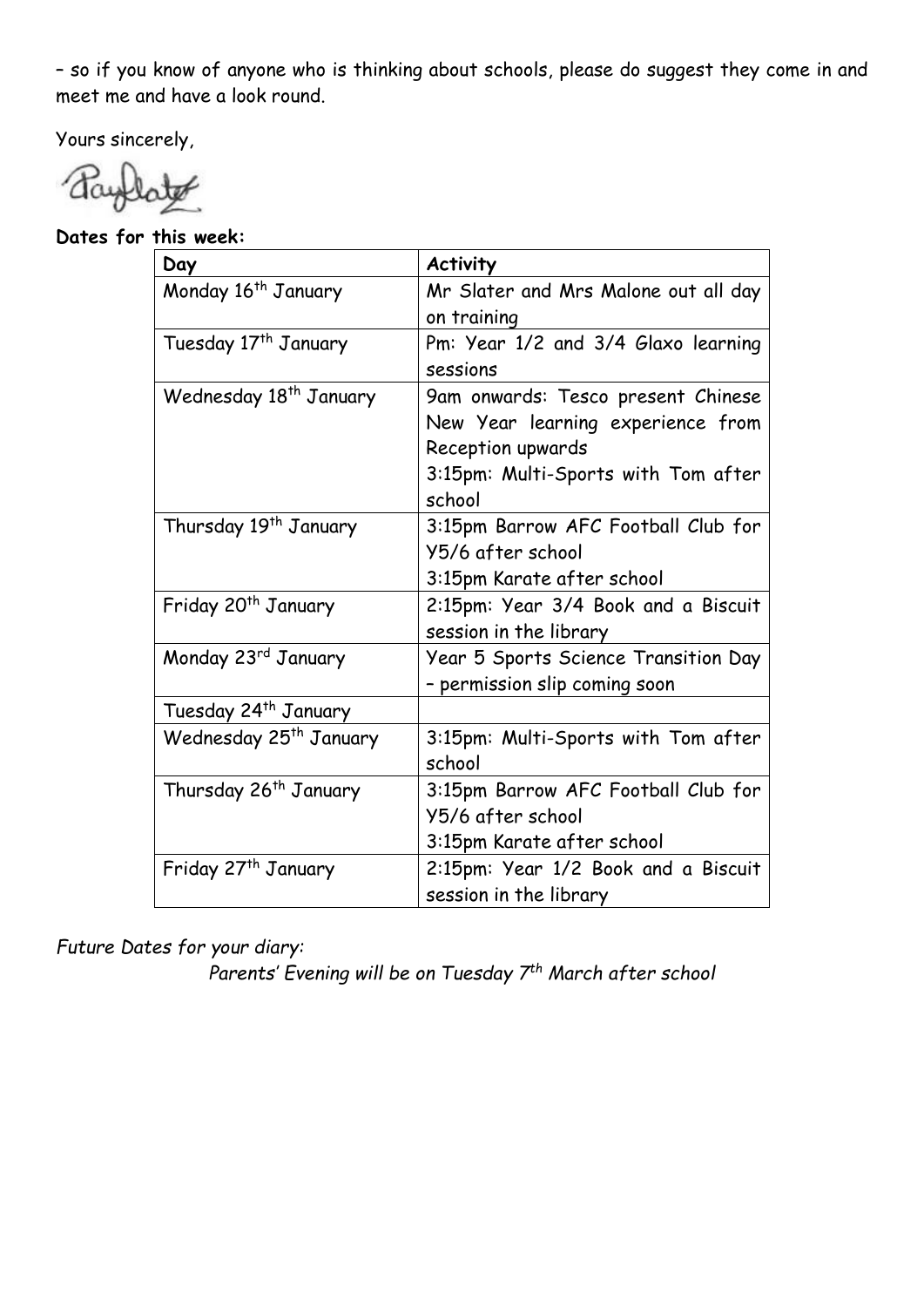– so if you know of anyone who is thinking about schools, please do suggest they come in and meet me and have a look round.

Yours sincerely,

**Dates for this week:**

| Day | Activity |
| --- | --- |
| Monday 16th January | Mr Slater and Mrs Malone out all day on training |
| Tuesday 17th January | Pm: Year 1/2 and 3/4 Glaxo learning sessions |
| Wednesday 18th January | 9am onwards: Tesco present Chinese New Year learning experience from Reception upwards<br>3:15pm: Multi-Sports with Tom after school |
| Thursday 19th January | 3:15pm Barrow AFC Football Club for Y5/6 after school<br>3:15pm Karate after school |
| Friday 20th January | 2:15pm: Year 3/4 Book and a Biscuit session in the library |
| Monday 23rd January | Year 5 Sports Science Transition Day – permission slip coming soon |
| Tuesday 24th January | |
| Wednesday 25th January | 3:15pm: Multi-Sports with Tom after school |
| Thursday 26th January | 3:15pm Barrow AFC Football Club for Y5/6 after school<br>3:15pm Karate after school |
| Friday 27th January | 2:15pm: Year 1/2 Book and a Biscuit session in the library |

*Future Dates for your diary:*

*Parents' Evening will be on Tuesday 7th March after school*